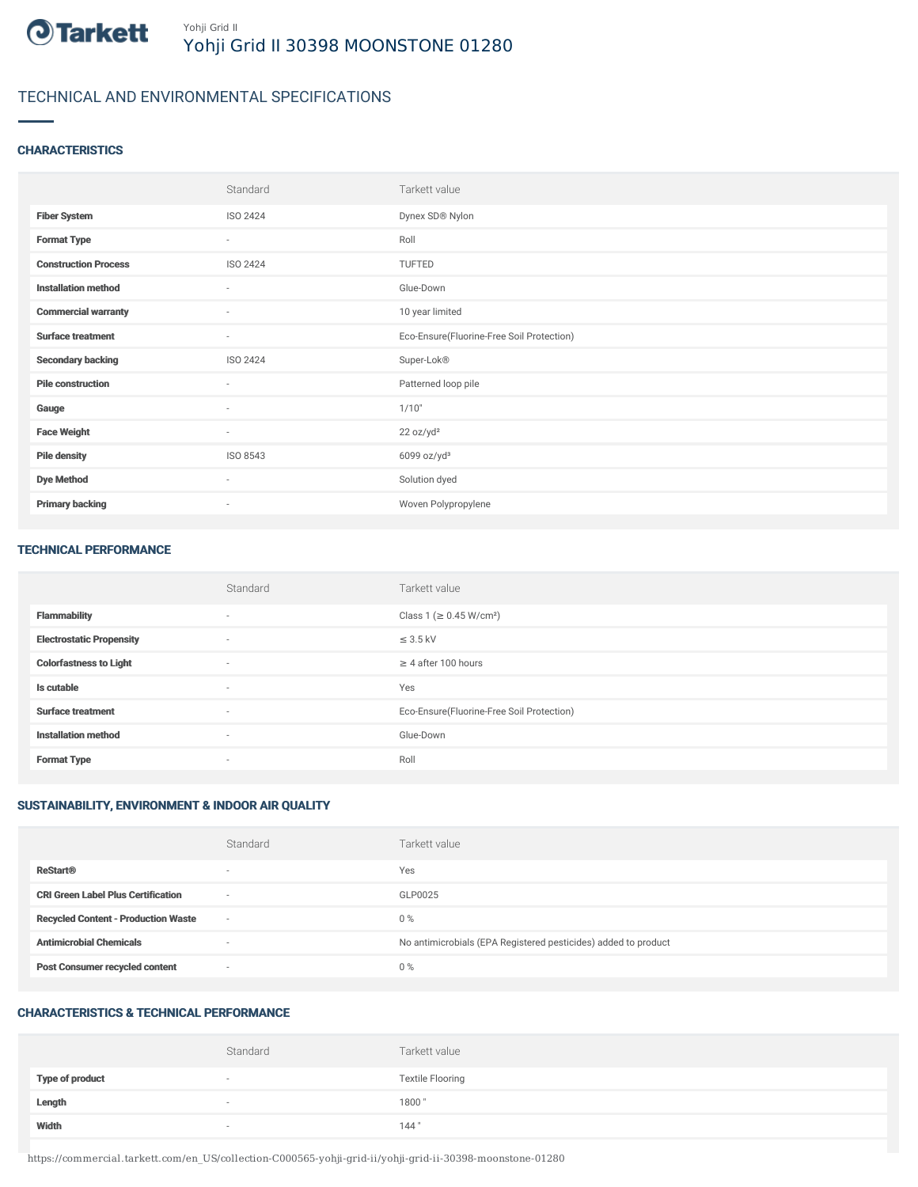Yohji Grid II

# Yohji Grid II 30398 MOONSTONE 01280

## TECHNICAL AND ENVIRONMENTAL SPECIFICATIONS

### CHARACTERISTICS

| | Standard | Tarkett value |
|---|---|---|
| **Fiber System** | ISO 2424 | Dynex SD® Nylon |
| **Format Type** | - | Roll |
| **Construction Process** | ISO 2424 | TUFTED |
| **Installation method** | - | Glue-Down |
| **Commercial warranty** | - | 10 year limited |
| **Surface treatment** | - | Eco-Ensure(Fluorine-Free Soil Protection) |
| **Secondary backing** | ISO 2424 | Super-Lok® |
| **Pile construction** | - | Patterned loop pile |
| **Gauge** | - | 1/10" |
| **Face Weight** | - | 22 oz/yd² |
| **Pile density** | ISO 8543 | 6099 oz/yd³ |
| **Dye Method** | - | Solution dyed |
| **Primary backing** | - | Woven Polypropylene |

### TECHNICAL PERFORMANCE

| | Standard | Tarkett value |
|---|---|---|
| **Flammability** | - | Class 1 (≥ 0.45 W/cm²) |
| **Electrostatic Propensity** | - | ≤ 3.5 kV |
| **Colorfastness to Light** | - | ≥ 4 after 100 hours |
| **Is cutable** | - | Yes |
| **Surface treatment** | - | Eco-Ensure(Fluorine-Free Soil Protection) |
| **Installation method** | - | Glue-Down |
| **Format Type** | - | Roll |

### SUSTAINABILITY, ENVIRONMENT & INDOOR AIR QUALITY

| | Standard | Tarkett value |
|---|---|---|
| **ReStart®** | - | Yes |
| **CRI Green Label Plus Certification** | - | GLP0025 |
| **Recycled Content - Production Waste** | - | 0 % |
| **Antimicrobial Chemicals** | - | No antimicrobials (EPA Registered pesticides) added to product |
| **Post Consumer recycled content** | - | 0 % |

### CHARACTERISTICS & TECHNICAL PERFORMANCE

| | Standard | Tarkett value |
|---|---|---|
| **Type of product** | - | Textile Flooring |
| **Length** | - | 1800 " |
| **Width** | - | 144 " |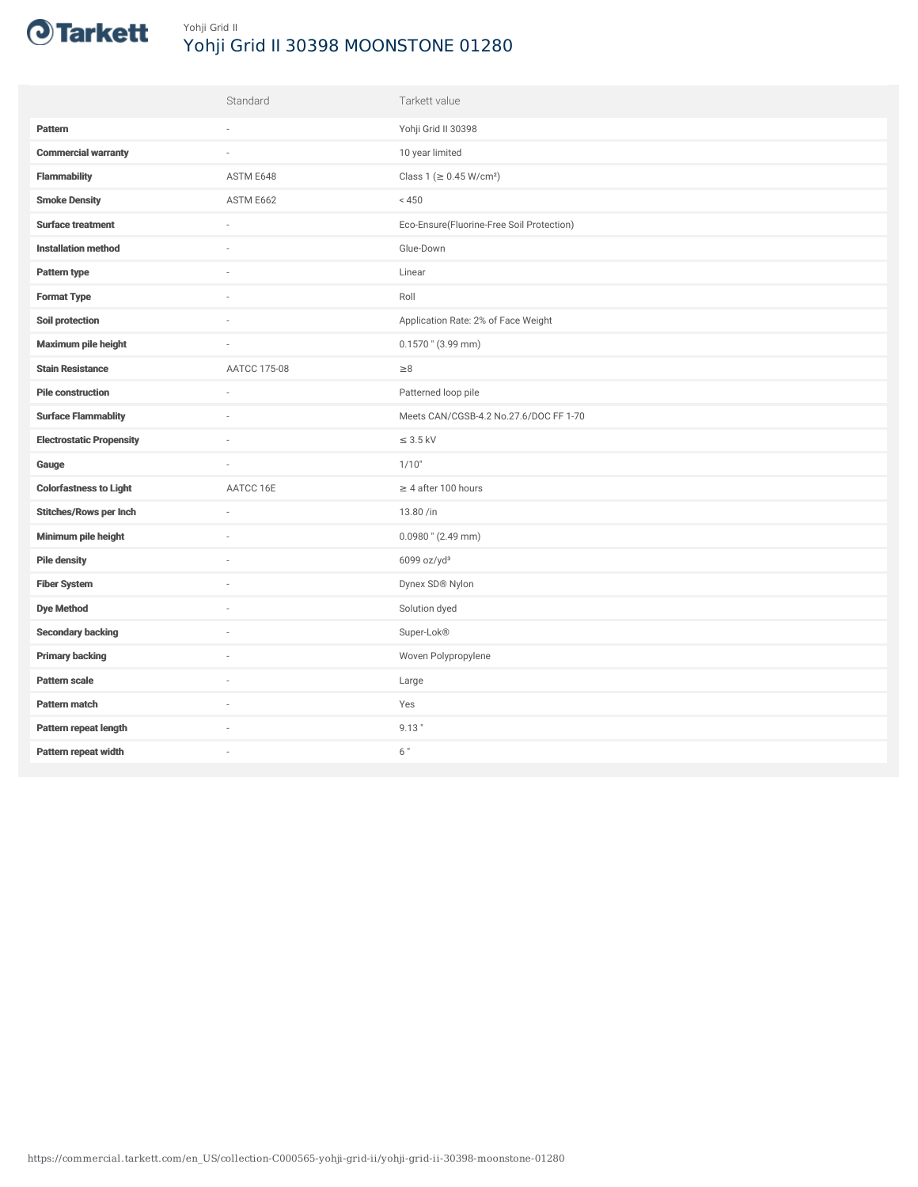Yohji Grid II

# Yohji Grid II 30398 MOONSTONE 01280

| | Standard | Tarkett value |
|---|---|---|
| **Pattern** | - | Yohji Grid II 30398 |
| **Commercial warranty** | - | 10 year limited |
| **Flammability** | ASTM E648 | Class 1 (≥ 0.45 W/cm²) |
| **Smoke Density** | ASTM E662 | < 450 |
| **Surface treatment** | - | Eco-Ensure(Fluorine-Free Soil Protection) |
| **Installation method** | - | Glue-Down |
| **Pattern type** | - | Linear |
| **Format Type** | - | Roll |
| **Soil protection** | - | Application Rate: 2% of Face Weight |
| **Maximum pile height** | - | 0.1570 " (3.99 mm) |
| **Stain Resistance** | AATCC 175-08 | ≥8 |
| **Pile construction** | - | Patterned loop pile |
| **Surface Flammablity** | - | Meets CAN/CGSB-4.2 No.27.6/DOC FF 1-70 |
| **Electrostatic Propensity** | - | ≤ 3.5 kV |
| **Gauge** | - | 1/10" |
| **Colorfastness to Light** | AATCC 16E | ≥ 4 after 100 hours |
| **Stitches/Rows per Inch** | - | 13.80 /in |
| **Minimum pile height** | - | 0.0980 " (2.49 mm) |
| **Pile density** | - | 6099 oz/yd³ |
| **Fiber System** | - | Dynex SD® Nylon |
| **Dye Method** | - | Solution dyed |
| **Secondary backing** | - | Super-Lok® |
| **Primary backing** | - | Woven Polypropylene |
| **Pattern scale** | - | Large |
| **Pattern match** | - | Yes |
| **Pattern repeat length** | - | 9.13 " |
| **Pattern repeat width** | - | 6 " |